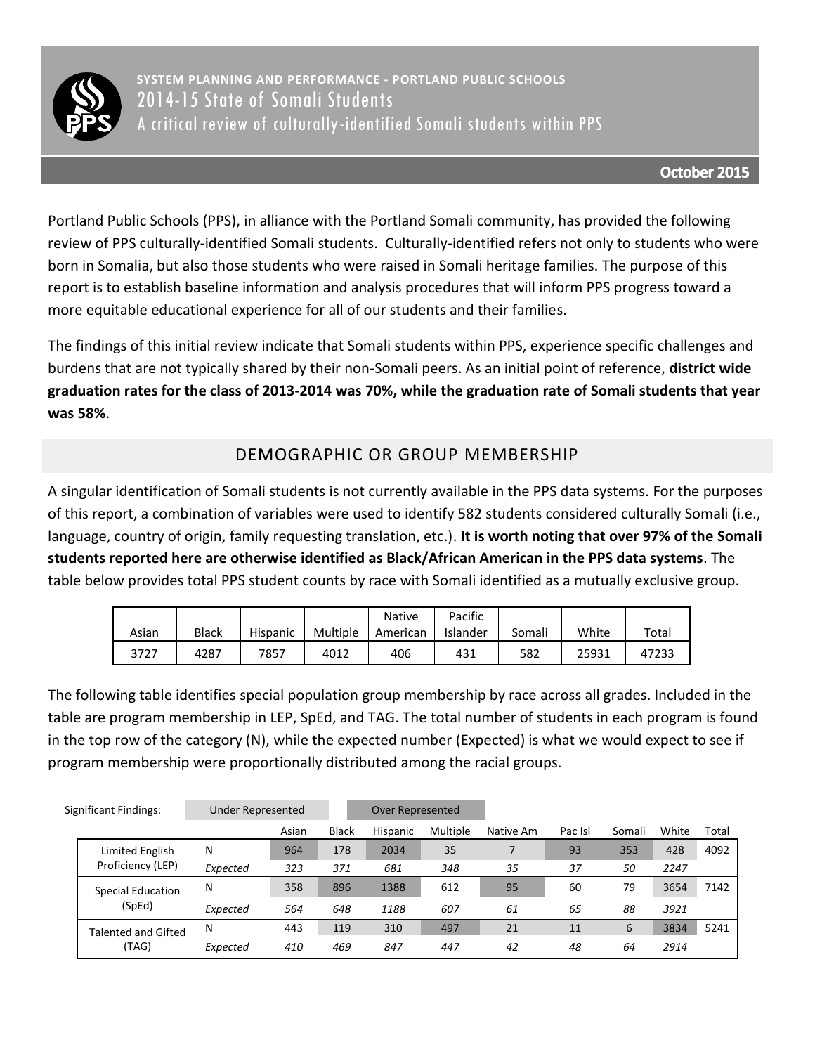**SYSTEM PLANNING AND PERFORMANCE - PORTLAND PUBLIC SCHOOLS**

# 2014-15 State of Somali Students

A critical review of culturally-identified Somali students within PPS

**October 2015**

Portland Public Schools (PPS), in alliance with the Portland Somali community, has provided the following review of PPS culturally-identified Somali students. Culturally-identified refers not only to students who were born in Somalia, but also those students who were raised in Somali heritage families. The purpose of this report is to establish baseline information and analysis procedures that will inform PPS progress toward a more equitable educational experience for all of our students and their families.

The findings of this initial review indicate that Somali students within PPS, experience specific challenges and burdens that are not typically shared by their non-Somali peers. As an initial point of reference, **district wide graduation rates for the class of 2013-2014 was 70%, while the graduation rate of Somali students that year was 58%**.

## DEMOGRAPHIC OR GROUP MEMBERSHIP

A singular identification of Somali students is not currently available in the PPS data systems. For the purposes of this report, a combination of variables were used to identify 582 students considered culturally Somali (i.e., language, country of origin, family requesting translation, etc.). **It is worth noting that over 97% of the Somali students reported here are otherwise identified as Black/African American in the PPS data systems**. The table below provides total PPS student counts by race with Somali identified as a mutually exclusive group.

| Asian | Black | Hispanic | Multiple | Native American | Pacific Islander | Somali | White | Total |
|---|---|---|---|---|---|---|---|---|
| 3727 | 4287 | 7857 | 4012 | 406 | 431 | 582 | 25931 | 47233 |

The following table identifies special population group membership by race across all grades. Included in the table are program membership in LEP, SpEd, and TAG. The total number of students in each program is found in the top row of the category (N), while the expected number (Expected) is what we would expect to see if program membership were proportionally distributed among the racial groups.

Significant Findings: Under Represented | Over Represented

| | | Asian | Black | Hispanic | Multiple | Native Am | Pac Isl | Somali | White | Total |
|---|---|---|---|---|---|---|---|---|---|---|
| Limited English Proficiency (LEP) | N | 964 | 178 | 2034 | 35 | 7 | 93 | 353 | 428 | 4092 |
| | *Expected* | *323* | *371* | *681* | *348* | *35* | *37* | *50* | *2247* | |
| Special Education (SpEd) | N | 358 | 896 | 1388 | 612 | 95 | 60 | 79 | 3654 | 7142 |
| | *Expected* | *564* | *648* | *1188* | *607* | *61* | *65* | *88* | *3921* | |
| Talented and Gifted (TAG) | N | 443 | 119 | 310 | 497 | 21 | 11 | 6 | 3834 | 5241 |
| | *Expected* | *410* | *469* | *847* | *447* | *42* | *48* | *64* | *2914* | |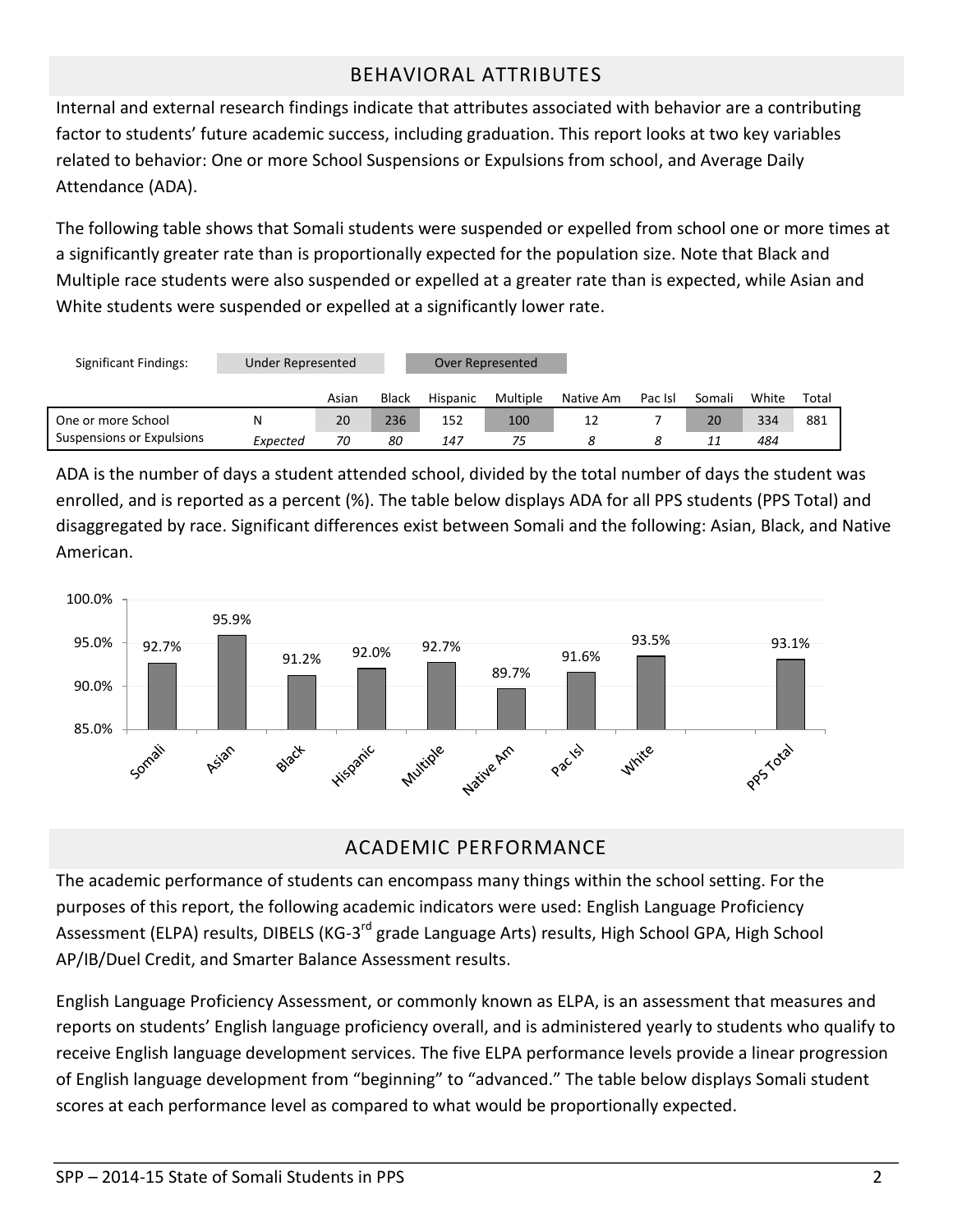## BEHAVIORAL ATTRIBUTES

Internal and external research findings indicate that attributes associated with behavior are a contributing factor to students' future academic success, including graduation. This report looks at two key variables related to behavior: One or more School Suspensions or Expulsions from school, and Average Daily Attendance (ADA).

The following table shows that Somali students were suspended or expelled from school one or more times at a significantly greater rate than is proportionally expected for the population size. Note that Black and Multiple race students were also suspended or expelled at a greater rate than is expected, while Asian and White students were suspended or expelled at a significantly lower rate.

Significant Findings: Under Represented | Over Represented

| | | Asian | Black | Hispanic | Multiple | Native Am | Pac Isl | Somali | White | Total |
|---|---|---|---|---|---|---|---|---|---|---|
| One or more School Suspensions or Expulsions | N | 20 | 236 | 152 | 100 | 12 | 7 | 20 | 334 | 881 |
| | *Expected* | *70* | *80* | *147* | *75* | *8* | *8* | *11* | *484* | |

ADA is the number of days a student attended school, divided by the total number of days the student was enrolled, and is reported as a percent (%). The table below displays ADA for all PPS students (PPS Total) and disaggregated by race. Significant differences exist between Somali and the following: Asian, Black, and Native American.

| Somali | Asian | Black | Hispanic | Multiple | Native Am | Pac Isl | White | PPS Total |
|---|---|---|---|---|---|---|---|---|
| 92.7% | 95.9% | 91.2% | 92.0% | 92.7% | 89.7% | 91.6% | 93.5% | 93.1% |

## ACADEMIC PERFORMANCE

The academic performance of students can encompass many things within the school setting. For the purposes of this report, the following academic indicators were used: English Language Proficiency Assessment (ELPA) results, DIBELS (KG-3rd grade Language Arts) results, High School GPA, High School AP/IB/Duel Credit, and Smarter Balance Assessment results.

English Language Proficiency Assessment, or commonly known as ELPA, is an assessment that measures and reports on students' English language proficiency overall, and is administered yearly to students who qualify to receive English language development services. The five ELPA performance levels provide a linear progression of English language development from "beginning" to "advanced." The table below displays Somali student scores at each performance level as compared to what would be proportionally expected.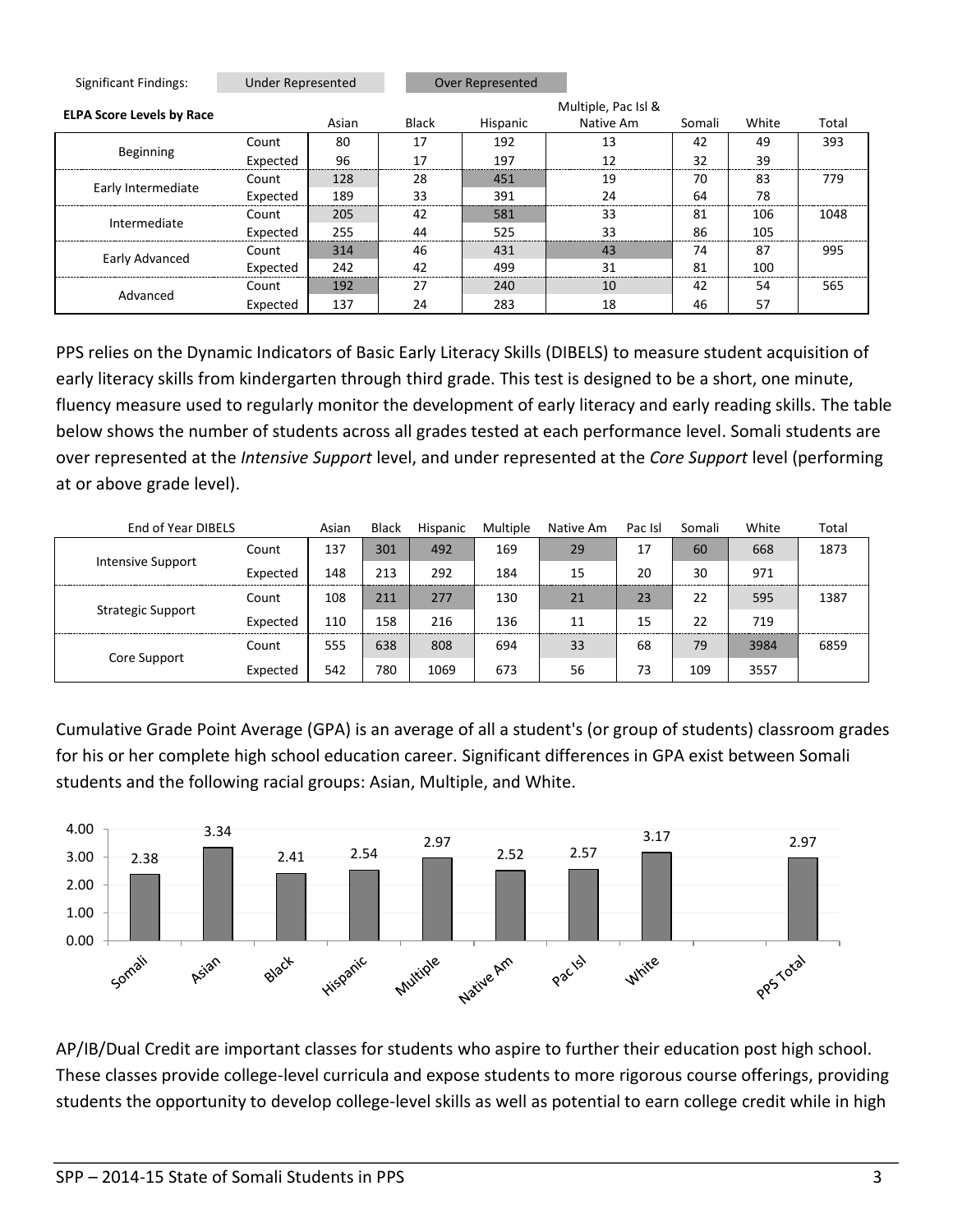Significant Findings: Under Represented | Over Represented

| ELPA Score Levels by Race | | Asian | Black | Hispanic | Multiple, Pac Isl & Native Am | Somali | White | Total |
|---|---|---|---|---|---|---|---|---|
| Beginning | Count | 80 | 17 | 192 | 13 | 42 | 49 | 393 |
| | Expected | 96 | 17 | 197 | 12 | 32 | 39 | |
| Early Intermediate | Count | 128 | 28 | 451 | 19 | 70 | 83 | 779 |
| | Expected | 189 | 33 | 391 | 24 | 64 | 78 | |
| Intermediate | Count | 205 | 42 | 581 | 33 | 81 | 106 | 1048 |
| | Expected | 255 | 44 | 525 | 33 | 86 | 105 | |
| Early Advanced | Count | 314 | 46 | 431 | 43 | 74 | 87 | 995 |
| | Expected | 242 | 42 | 499 | 31 | 81 | 100 | |
| Advanced | Count | 192 | 27 | 240 | 10 | 42 | 54 | 565 |
| | Expected | 137 | 24 | 283 | 18 | 46 | 57 | |

PPS relies on the Dynamic Indicators of Basic Early Literacy Skills (DIBELS) to measure student acquisition of early literacy skills from kindergarten through third grade. This test is designed to be a short, one minute, fluency measure used to regularly monitor the development of early literacy and early reading skills. The table below shows the number of students across all grades tested at each performance level. Somali students are over represented at the *Intensive Support* level, and under represented at the *Core Support* level (performing at or above grade level).

| End of Year DIBELS | | Asian | Black | Hispanic | Multiple | Native Am | Pac Isl | Somali | White | Total |
|---|---|---|---|---|---|---|---|---|---|---|
| Intensive Support | Count | 137 | 301 | 492 | 169 | 29 | 17 | 60 | 668 | 1873 |
| | Expected | 148 | 213 | 292 | 184 | 15 | 20 | 30 | 971 | |
| Strategic Support | Count | 108 | 211 | 277 | 130 | 21 | 23 | 22 | 595 | 1387 |
| | Expected | 110 | 158 | 216 | 136 | 11 | 15 | 22 | 719 | |
| Core Support | Count | 555 | 638 | 808 | 694 | 33 | 68 | 79 | 3984 | 6859 |
| | Expected | 542 | 780 | 1069 | 673 | 56 | 73 | 109 | 3557 | |

Cumulative Grade Point Average (GPA) is an average of all a student's (or group of students) classroom grades for his or her complete high school education career. Significant differences in GPA exist between Somali students and the following racial groups: Asian, Multiple, and White.

| Group | GPA |
|---|---|
| Somali | 2.38 |
| Asian | 3.34 |
| Black | 2.41 |
| Hispanic | 2.54 |
| Multiple | 2.97 |
| Native Am | 2.52 |
| Pac Isl | 2.57 |
| White | 3.17 |
| PPS Total | 2.97 |

AP/IB/Dual Credit are important classes for students who aspire to further their education post high school. These classes provide college-level curricula and expose students to more rigorous course offerings, providing students the opportunity to develop college-level skills as well as potential to earn college credit while in high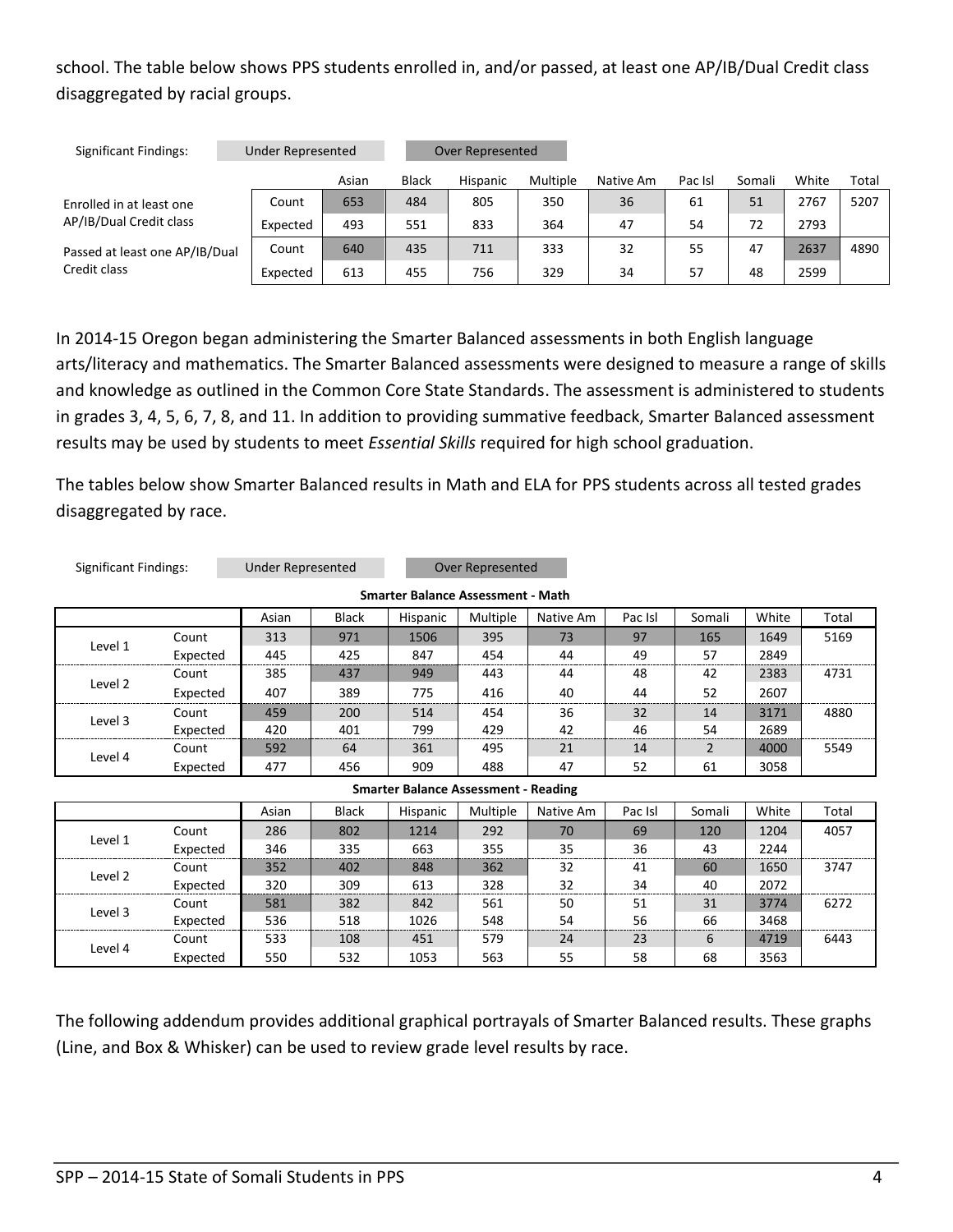school. The table below shows PPS students enrolled in, and/or passed, at least one AP/IB/Dual Credit class disaggregated by racial groups.

Significant Findings: Under Represented | Over Represented

| | | Asian | Black | Hispanic | Multiple | Native Am | Pac Isl | Somali | White | Total |
|---|---|---|---|---|---|---|---|---|---|---|
| Enrolled in at least one AP/IB/Dual Credit class | Count | 653 | 484 | 805 | 350 | 36 | 61 | 51 | 2767 | 5207 |
| | Expected | 493 | 551 | 833 | 364 | 47 | 54 | 72 | 2793 | |
| Passed at least one AP/IB/Dual Credit class | Count | 640 | 435 | 711 | 333 | 32 | 55 | 47 | 2637 | 4890 |
| | Expected | 613 | 455 | 756 | 329 | 34 | 57 | 48 | 2599 | |

In 2014-15 Oregon began administering the Smarter Balanced assessments in both English language arts/literacy and mathematics. The Smarter Balanced assessments were designed to measure a range of skills and knowledge as outlined in the Common Core State Standards. The assessment is administered to students in grades 3, 4, 5, 6, 7, 8, and 11. In addition to providing summative feedback, Smarter Balanced assessment results may be used by students to meet *Essential Skills* required for high school graduation.

The tables below show Smarter Balanced results in Math and ELA for PPS students across all tested grades disaggregated by race.

Significant Findings: Under Represented | Over Represented

**Smarter Balance Assessment - Math**

| | | Asian | Black | Hispanic | Multiple | Native Am | Pac Isl | Somali | White | Total |
|---|---|---|---|---|---|---|---|---|---|---|
| Level 1 | Count | 313 | 971 | 1506 | 395 | 73 | 97 | 165 | 1649 | 5169 |
| | Expected | 445 | 425 | 847 | 454 | 44 | 49 | 57 | 2849 | |
| Level 2 | Count | 385 | 437 | 949 | 443 | 44 | 48 | 42 | 2383 | 4731 |
| | Expected | 407 | 389 | 775 | 416 | 40 | 44 | 52 | 2607 | |
| Level 3 | Count | 459 | 200 | 514 | 454 | 36 | 32 | 14 | 3171 | 4880 |
| | Expected | 420 | 401 | 799 | 429 | 42 | 46 | 54 | 2689 | |
| Level 4 | Count | 592 | 64 | 361 | 495 | 21 | 14 | 2 | 4000 | 5549 |
| | Expected | 477 | 456 | 909 | 488 | 47 | 52 | 61 | 3058 | |

**Smarter Balance Assessment - Reading**

| | | Asian | Black | Hispanic | Multiple | Native Am | Pac Isl | Somali | White | Total |
|---|---|---|---|---|---|---|---|---|---|---|
| Level 1 | Count | 286 | 802 | 1214 | 292 | 70 | 69 | 120 | 1204 | 4057 |
| | Expected | 346 | 335 | 663 | 355 | 35 | 36 | 43 | 2244 | |
| Level 2 | Count | 352 | 402 | 848 | 362 | 32 | 41 | 60 | 1650 | 3747 |
| | Expected | 320 | 309 | 613 | 328 | 32 | 34 | 40 | 2072 | |
| Level 3 | Count | 581 | 382 | 842 | 561 | 50 | 51 | 31 | 3774 | 6272 |
| | Expected | 536 | 518 | 1026 | 548 | 54 | 56 | 66 | 3468 | |
| Level 4 | Count | 533 | 108 | 451 | 579 | 24 | 23 | 6 | 4719 | 6443 |
| | Expected | 550 | 532 | 1053 | 563 | 55 | 58 | 68 | 3563 | |

The following addendum provides additional graphical portrayals of Smarter Balanced results. These graphs (Line, and Box & Whisker) can be used to review grade level results by race.